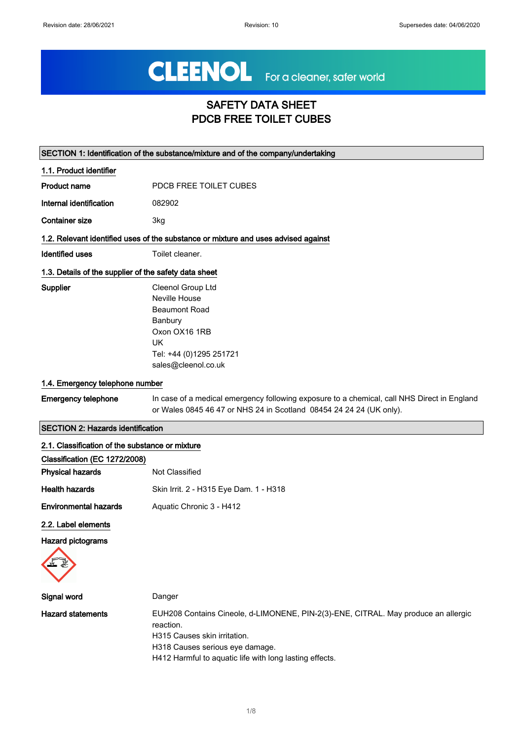CLEENOL For a cleaner, safer world

# SAFETY DATA SHEET
# PDCB FREE TOILET CUBES

## SECTION 1: Identification of the substance/mixture and of the company/undertaking

### 1.1. Product identifier

**Product name** PDCB FREE TOILET CUBES

**Internal identification** 082902

**Container size** 3kg

### 1.2. Relevant identified uses of the substance or mixture and uses advised against

**Identified uses** Toilet cleaner.

### 1.3. Details of the supplier of the safety data sheet

**Supplier**
Cleenol Group Ltd
Neville House
Beaumont Road
Banbury
Oxon OX16 1RB
UK
Tel: +44 (0)1295 251721
sales@cleenol.co.uk

### 1.4. Emergency telephone number

**Emergency telephone** In case of a medical emergency following exposure to a chemical, call NHS Direct in England or Wales 0845 46 47 or NHS 24 in Scotland 08454 24 24 24 (UK only).

## SECTION 2: Hazards identification

### 2.1. Classification of the substance or mixture

**Classification (EC 1272/2008)**

**Physical hazards** Not Classified

**Health hazards** Skin Irrit. 2 - H315 Eye Dam. 1 - H318

**Environmental hazards** Aquatic Chronic 3 - H412

### 2.2. Label elements

**Hazard pictograms**

**Signal word** Danger

**Hazard statements**
EUH208 Contains Cineole, d-LIMONENE, PIN-2(3)-ENE, CITRAL. May produce an allergic reaction.
H315 Causes skin irritation.
H318 Causes serious eye damage.
H412 Harmful to aquatic life with long lasting effects.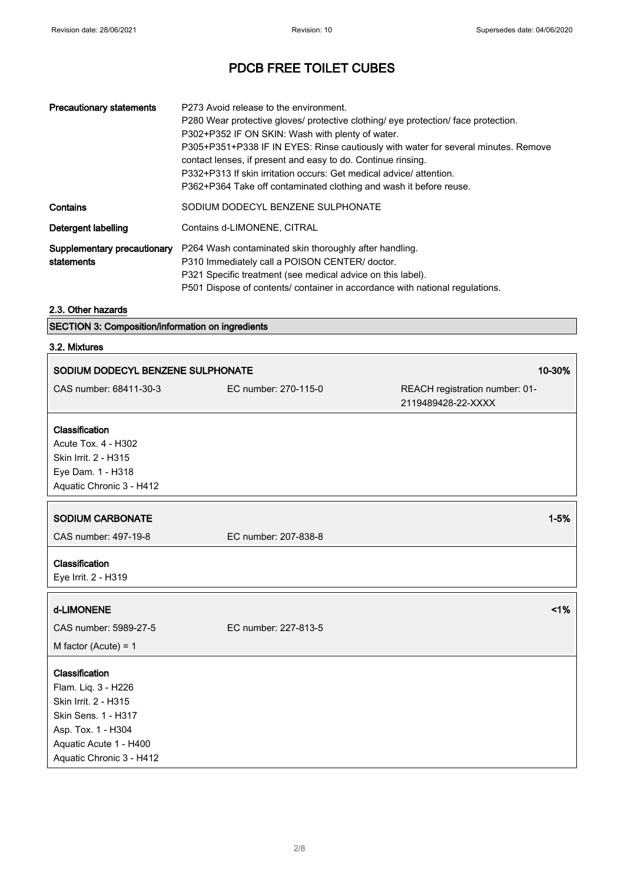# PDCB FREE TOILET CUBES

| | |
|---|---|
| **Precautionary statements** | P273 Avoid release to the environment.<br>P280 Wear protective gloves/ protective clothing/ eye protection/ face protection.<br>P302+P352 IF ON SKIN: Wash with plenty of water.<br>P305+P351+P338 IF IN EYES: Rinse cautiously with water for several minutes. Remove contact lenses, if present and easy to do. Continue rinsing.<br>P332+P313 If skin irritation occurs: Get medical advice/ attention.<br>P362+P364 Take off contaminated clothing and wash it before reuse. |
| **Contains** | SODIUM DODECYL BENZENE SULPHONATE |
| **Detergent labelling** | Contains d-LIMONENE, CITRAL |
| **Supplementary precautionary statements** | P264 Wash contaminated skin thoroughly after handling.<br>P310 Immediately call a POISON CENTER/ doctor.<br>P321 Specific treatment (see medical advice on this label).<br>P501 Dispose of contents/ container in accordance with national regulations. |

### 2.3. Other hazards

## SECTION 3: Composition/information on ingredients

### 3.2. Mixtures

**SODIUM DODECYL BENZENE SULPHONATE** — 10-30%

| CAS number: 68411-30-3 | EC number: 270-115-0 | REACH registration number: 01-2119489428-22-XXXX |
|---|---|---|

**Classification**
Acute Tox. 4 - H302
Skin Irrit. 2 - H315
Eye Dam. 1 - H318
Aquatic Chronic 3 - H412

**SODIUM CARBONATE** — 1-5%

| CAS number: 497-19-8 | EC number: 207-838-8 |
|---|---|

**Classification**
Eye Irrit. 2 - H319

**d-LIMONENE** — <1%

| CAS number: 5989-27-5 | EC number: 227-813-5 |
|---|---|

M factor (Acute) = 1

**Classification**
Flam. Liq. 3 - H226
Skin Irrit. 2 - H315
Skin Sens. 1 - H317
Asp. Tox. 1 - H304
Aquatic Acute 1 - H400
Aquatic Chronic 3 - H412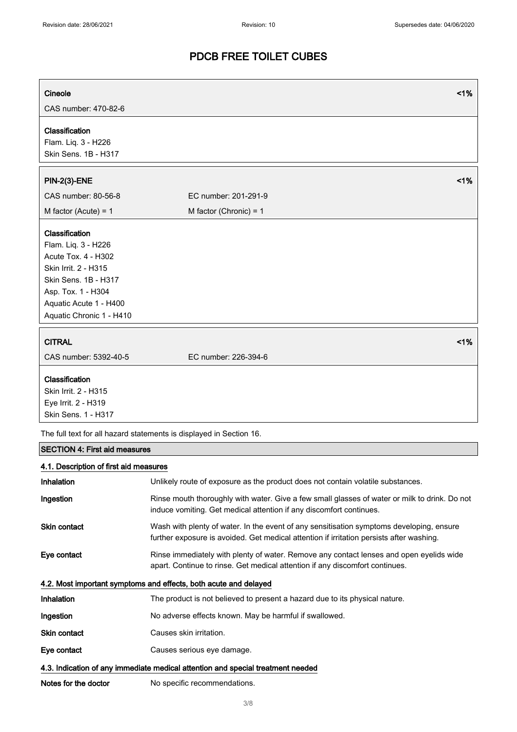| **Cineole** | **<1%** |
|---|---|
| CAS number: 470-82-6 | |

**Classification**
Flam. Liq. 3 - H226
Skin Sens. 1B - H317

| **PIN-2(3)-ENE** | | **<1%** |
|---|---|---|
| CAS number: 80-56-8 | EC number: 201-291-9 | |
| M factor (Acute) = 1 | M factor (Chronic) = 1 | |

**Classification**
Flam. Liq. 3 - H226
Acute Tox. 4 - H302
Skin Irrit. 2 - H315
Skin Sens. 1B - H317
Asp. Tox. 1 - H304
Aquatic Acute 1 - H400
Aquatic Chronic 1 - H410

| **CITRAL** | | **<1%** |
|---|---|---|
| CAS number: 5392-40-5 | EC number: 226-394-6 | |

**Classification**
Skin Irrit. 2 - H315
Eye Irrit. 2 - H319
Skin Sens. 1 - H317

The full text for all hazard statements is displayed in Section 16.

## SECTION 4: First aid measures

### 4.1. Description of first aid measures

**Inhalation** Unlikely route of exposure as the product does not contain volatile substances.

**Ingestion** Rinse mouth thoroughly with water. Give a few small glasses of water or milk to drink. Do not induce vomiting. Get medical attention if any discomfort continues.

**Skin contact** Wash with plenty of water. In the event of any sensitisation symptoms developing, ensure further exposure is avoided. Get medical attention if irritation persists after washing.

**Eye contact** Rinse immediately with plenty of water. Remove any contact lenses and open eyelids wide apart. Continue to rinse. Get medical attention if any discomfort continues.

### 4.2. Most important symptoms and effects, both acute and delayed

**Inhalation** The product is not believed to present a hazard due to its physical nature.

**Ingestion** No adverse effects known. May be harmful if swallowed.

**Skin contact** Causes skin irritation.

**Eye contact** Causes serious eye damage.

### 4.3. Indication of any immediate medical attention and special treatment needed

**Notes for the doctor** No specific recommendations.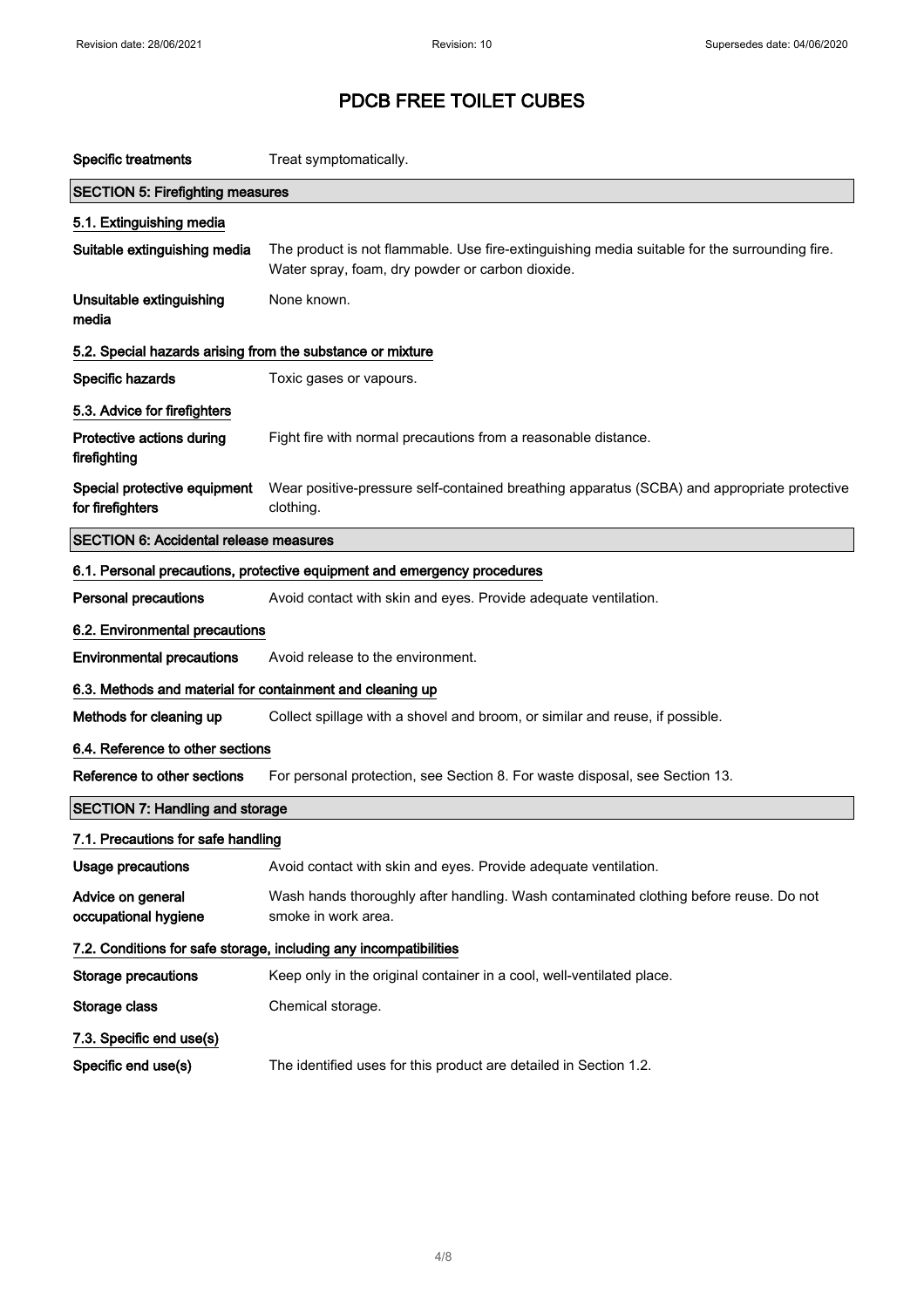# PDCB FREE TOILET CUBES

| | |
|---|---|
| **Specific treatments** | Treat symptomatically. |

## SECTION 5: Firefighting measures

### 5.1. Extinguishing media

| | |
|---|---|
| **Suitable extinguishing media** | The product is not flammable. Use fire-extinguishing media suitable for the surrounding fire. Water spray, foam, dry powder or carbon dioxide. |
| **Unsuitable extinguishing media** | None known. |

### 5.2. Special hazards arising from the substance or mixture

| | |
|---|---|
| **Specific hazards** | Toxic gases or vapours. |

### 5.3. Advice for firefighters

| | |
|---|---|
| **Protective actions during firefighting** | Fight fire with normal precautions from a reasonable distance. |
| **Special protective equipment for firefighters** | Wear positive-pressure self-contained breathing apparatus (SCBA) and appropriate protective clothing. |

## SECTION 6: Accidental release measures

### 6.1. Personal precautions, protective equipment and emergency procedures

| | |
|---|---|
| **Personal precautions** | Avoid contact with skin and eyes. Provide adequate ventilation. |

### 6.2. Environmental precautions

| | |
|---|---|
| **Environmental precautions** | Avoid release to the environment. |

### 6.3. Methods and material for containment and cleaning up

| | |
|---|---|
| **Methods for cleaning up** | Collect spillage with a shovel and broom, or similar and reuse, if possible. |

### 6.4. Reference to other sections

| | |
|---|---|
| **Reference to other sections** | For personal protection, see Section 8. For waste disposal, see Section 13. |

## SECTION 7: Handling and storage

### 7.1. Precautions for safe handling

| | |
|---|---|
| **Usage precautions** | Avoid contact with skin and eyes. Provide adequate ventilation. |
| **Advice on general occupational hygiene** | Wash hands thoroughly after handling. Wash contaminated clothing before reuse. Do not smoke in work area. |

### 7.2. Conditions for safe storage, including any incompatibilities

| | |
|---|---|
| **Storage precautions** | Keep only in the original container in a cool, well-ventilated place. |
| **Storage class** | Chemical storage. |

### 7.3. Specific end use(s)

| | |
|---|---|
| **Specific end use(s)** | The identified uses for this product are detailed in Section 1.2. |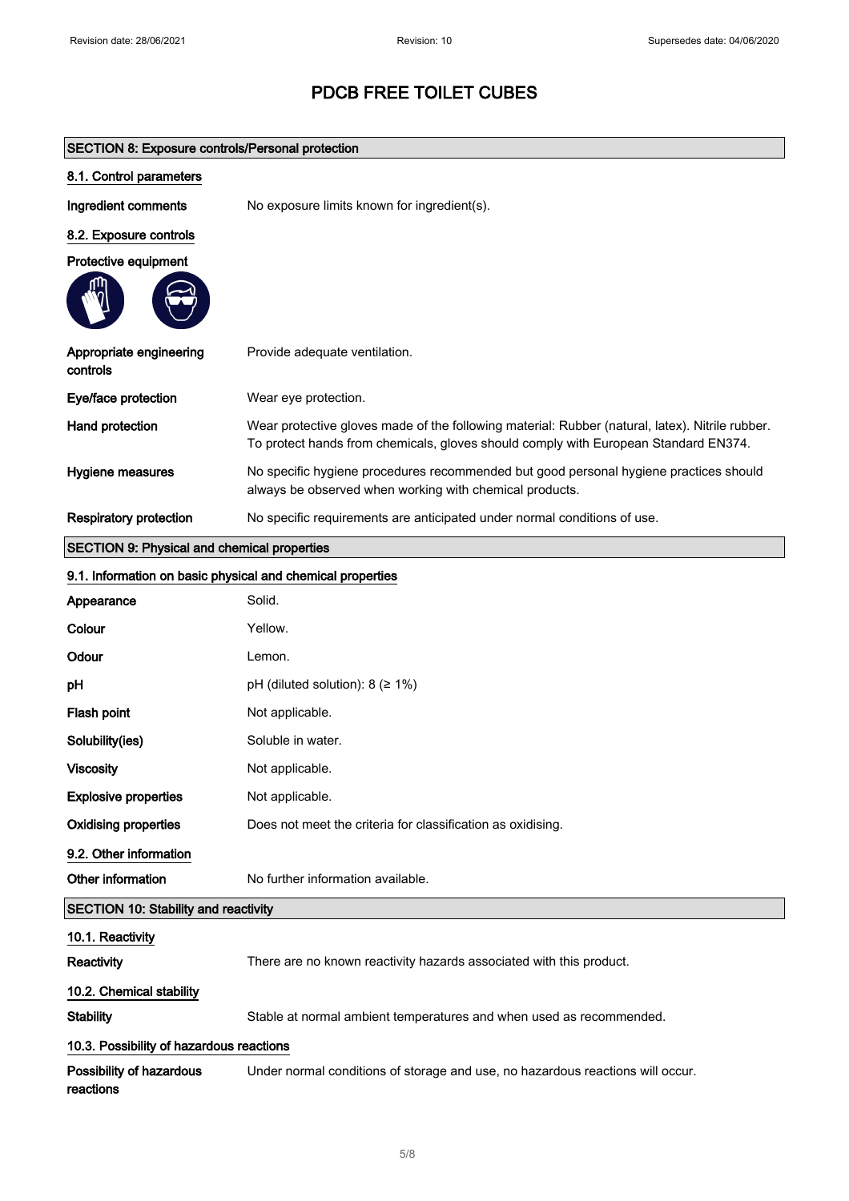# PDCB FREE TOILET CUBES

## SECTION 8: Exposure controls/Personal protection

### 8.1. Control parameters

**Ingredient comments** No exposure limits known for ingredient(s).

### 8.2. Exposure controls

**Protective equipment**

**Appropriate engineering controls** Provide adequate ventilation.

**Eye/face protection** Wear eye protection.

**Hand protection** Wear protective gloves made of the following material: Rubber (natural, latex). Nitrile rubber. To protect hands from chemicals, gloves should comply with European Standard EN374.

**Hygiene measures** No specific hygiene procedures recommended but good personal hygiene practices should always be observed when working with chemical products.

**Respiratory protection** No specific requirements are anticipated under normal conditions of use.

## SECTION 9: Physical and chemical properties

### 9.1. Information on basic physical and chemical properties

**Appearance** Solid.

**Colour** Yellow.

**Odour** Lemon.

**pH** pH (diluted solution): 8 (≥ 1%)

**Flash point** Not applicable.

**Solubility(ies)** Soluble in water.

**Viscosity** Not applicable.

**Explosive properties** Not applicable.

**Oxidising properties** Does not meet the criteria for classification as oxidising.

### 9.2. Other information

**Other information** No further information available.

## SECTION 10: Stability and reactivity

### 10.1. Reactivity

**Reactivity** There are no known reactivity hazards associated with this product.

### 10.2. Chemical stability

**Stability** Stable at normal ambient temperatures and when used as recommended.

### 10.3. Possibility of hazardous reactions

**Possibility of hazardous reactions** Under normal conditions of storage and use, no hazardous reactions will occur.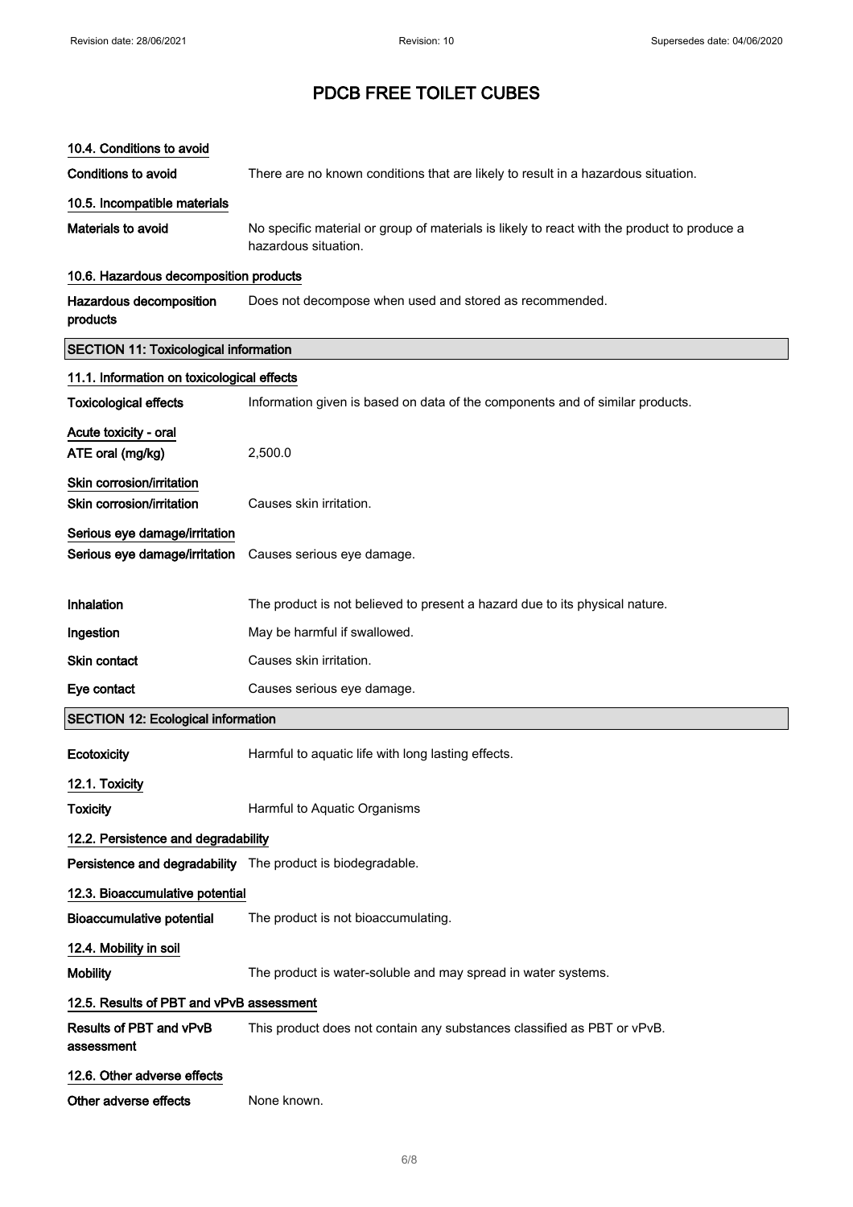# PDCB FREE TOILET CUBES

### 10.4. Conditions to avoid

**Conditions to avoid** There are no known conditions that are likely to result in a hazardous situation.

### 10.5. Incompatible materials

**Materials to avoid** No specific material or group of materials is likely to react with the product to produce a hazardous situation.

### 10.6. Hazardous decomposition products

**Hazardous decomposition products** Does not decompose when used and stored as recommended.

## SECTION 11: Toxicological information

### 11.1. Information on toxicological effects

**Toxicological effects** Information given is based on data of the components and of similar products.

**Acute toxicity - oral**

**ATE oral (mg/kg)** 2,500.0

**Skin corrosion/irritation**

**Skin corrosion/irritation** Causes skin irritation.

**Serious eye damage/irritation**

**Serious eye damage/irritation** Causes serious eye damage.

**Inhalation** The product is not believed to present a hazard due to its physical nature.

**Ingestion** May be harmful if swallowed.

**Skin contact** Causes skin irritation.

**Eye contact** Causes serious eye damage.

## SECTION 12: Ecological information

**Ecotoxicity** Harmful to aquatic life with long lasting effects.

### 12.1. Toxicity

**Toxicity** Harmful to Aquatic Organisms

### 12.2. Persistence and degradability

**Persistence and degradability** The product is biodegradable.

### 12.3. Bioaccumulative potential

**Bioaccumulative potential** The product is not bioaccumulating.

### 12.4. Mobility in soil

**Mobility** The product is water-soluble and may spread in water systems.

### 12.5. Results of PBT and vPvB assessment

**Results of PBT and vPvB assessment** This product does not contain any substances classified as PBT or vPvB.

### 12.6. Other adverse effects

**Other adverse effects** None known.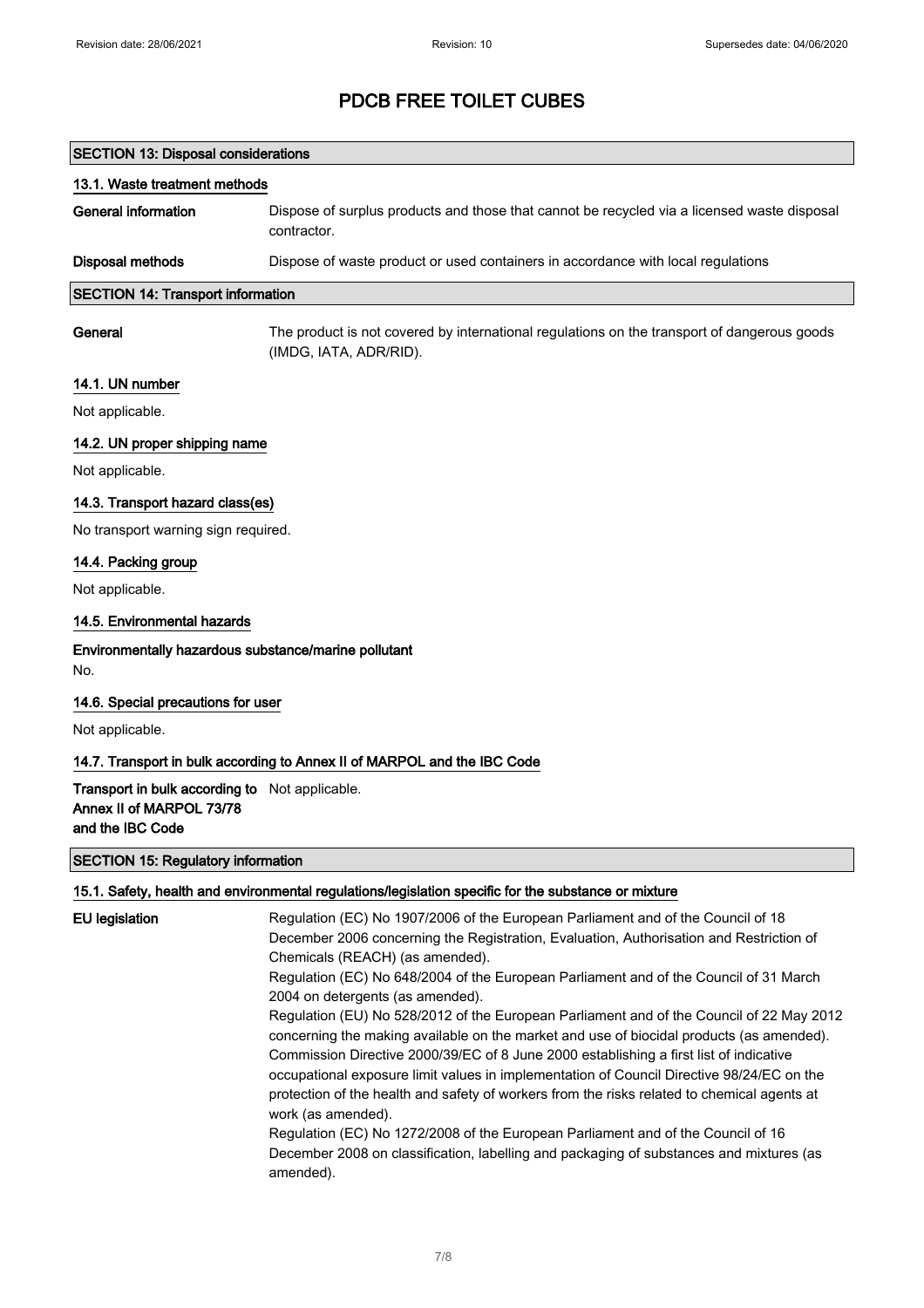# PDCB FREE TOILET CUBES

## SECTION 13: Disposal considerations

### 13.1. Waste treatment methods

**General information** Dispose of surplus products and those that cannot be recycled via a licensed waste disposal contractor.

**Disposal methods** Dispose of waste product or used containers in accordance with local regulations

## SECTION 14: Transport information

**General** The product is not covered by international regulations on the transport of dangerous goods (IMDG, IATA, ADR/RID).

### 14.1. UN number

Not applicable.

### 14.2. UN proper shipping name

Not applicable.

### 14.3. Transport hazard class(es)

No transport warning sign required.

### 14.4. Packing group

Not applicable.

### 14.5. Environmental hazards

**Environmentally hazardous substance/marine pollutant**

No.

### 14.6. Special precautions for user

Not applicable.

### 14.7. Transport in bulk according to Annex II of MARPOL and the IBC Code

**Transport in bulk according to Annex II of MARPOL 73/78 and the IBC Code** Not applicable.

## SECTION 15: Regulatory information

### 15.1. Safety, health and environmental regulations/legislation specific for the substance or mixture

**EU legislation** Regulation (EC) No 1907/2006 of the European Parliament and of the Council of 18 December 2006 concerning the Registration, Evaluation, Authorisation and Restriction of Chemicals (REACH) (as amended).
Regulation (EC) No 648/2004 of the European Parliament and of the Council of 31 March 2004 on detergents (as amended).
Regulation (EU) No 528/2012 of the European Parliament and of the Council of 22 May 2012 concerning the making available on the market and use of biocidal products (as amended).
Commission Directive 2000/39/EC of 8 June 2000 establishing a first list of indicative occupational exposure limit values in implementation of Council Directive 98/24/EC on the protection of the health and safety of workers from the risks related to chemical agents at work (as amended).
Regulation (EC) No 1272/2008 of the European Parliament and of the Council of 16 December 2008 on classification, labelling and packaging of substances and mixtures (as amended).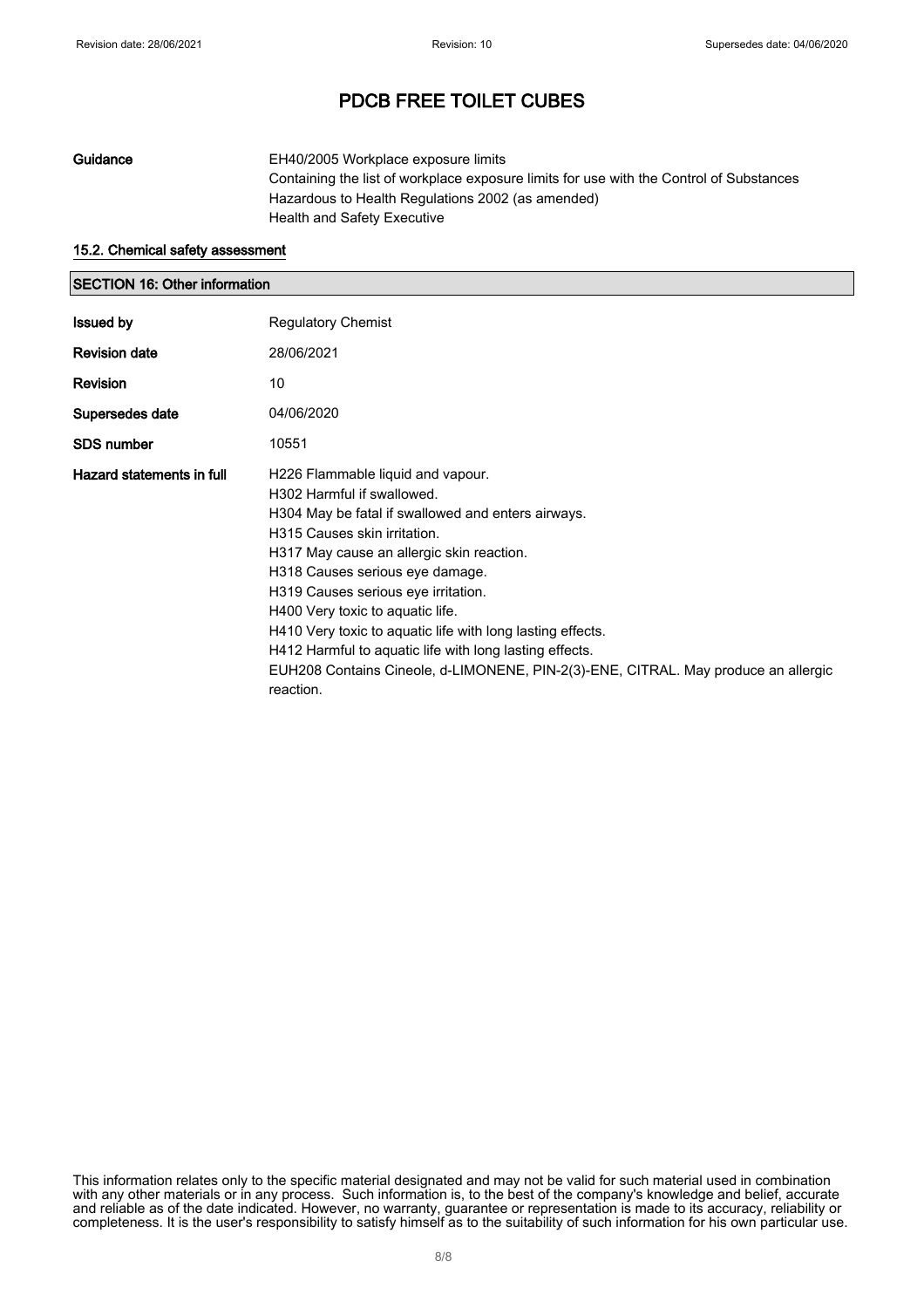| | |
|---|---|
| **Guidance** | EH40/2005 Workplace exposure limits<br>Containing the list of workplace exposure limits for use with the Control of Substances Hazardous to Health Regulations 2002 (as amended)<br>Health and Safety Executive |

### 15.2. Chemical safety assessment

## SECTION 16: Other information

| | |
|---|---|
| **Issued by** | Regulatory Chemist |
| **Revision date** | 28/06/2021 |
| **Revision** | 10 |
| **Supersedes date** | 04/06/2020 |
| **SDS number** | 10551 |
| **Hazard statements in full** | H226 Flammable liquid and vapour.<br>H302 Harmful if swallowed.<br>H304 May be fatal if swallowed and enters airways.<br>H315 Causes skin irritation.<br>H317 May cause an allergic skin reaction.<br>H318 Causes serious eye damage.<br>H319 Causes serious eye irritation.<br>H400 Very toxic to aquatic life.<br>H410 Very toxic to aquatic life with long lasting effects.<br>H412 Harmful to aquatic life with long lasting effects.<br>EUH208 Contains Cineole, d-LIMONENE, PIN-2(3)-ENE, CITRAL. May produce an allergic reaction. |

This information relates only to the specific material designated and may not be valid for such material used in combination with any other materials or in any process. Such information is, to the best of the company's knowledge and belief, accurate and reliable as of the date indicated. However, no warranty, guarantee or representation is made to its accuracy, reliability or completeness. It is the user's responsibility to satisfy himself as to the suitability of such information for his own particular use.